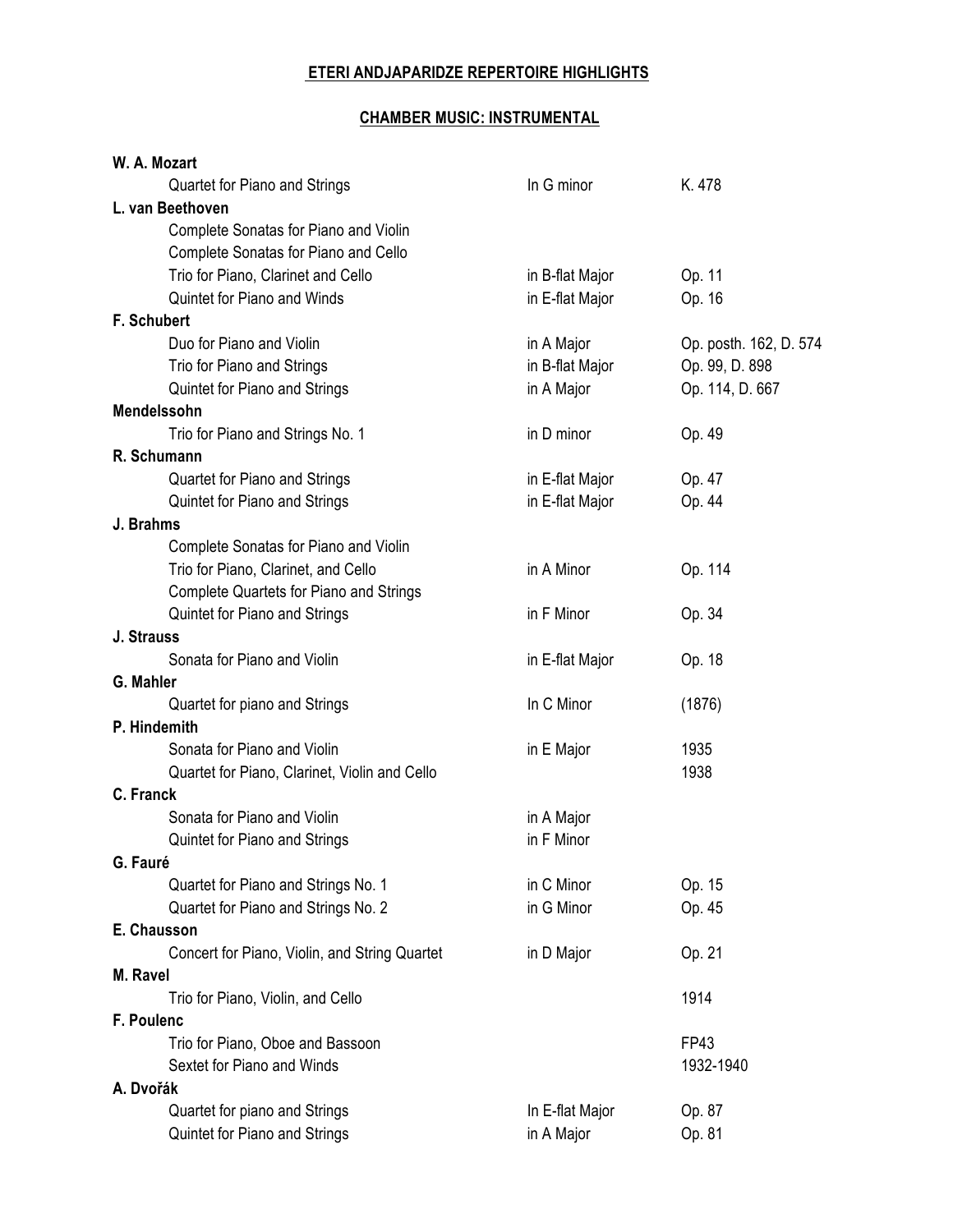# ETERI ANDJAPARIDZE REPERTOIRE HIGHLIGHTS

## CHAMBER MUSIC: INSTRUMENTAL

| Composer / Work | Key | Catalogue |
|---|---|---|
| **W. A. Mozart** | | |
| Quartet for Piano and Strings | In G minor | K. 478 |
| **L. van Beethoven** | | |
| Complete Sonatas for Piano and Violin | | |
| Complete Sonatas for Piano and Cello | | |
| Trio for Piano, Clarinet and Cello | in B-flat Major | Op. 11 |
| Quintet for Piano and Winds | in E-flat Major | Op. 16 |
| **F. Schubert** | | |
| Duo for Piano and Violin | in A Major | Op. posth. 162, D. 574 |
| Trio for Piano and Strings | in B-flat Major | Op. 99, D. 898 |
| Quintet for Piano and Strings | in A Major | Op. 114, D. 667 |
| **Mendelssohn** | | |
| Trio for Piano and Strings No. 1 | in D minor | Op. 49 |
| **R. Schumann** | | |
| Quartet for Piano and Strings | in E-flat Major | Op. 47 |
| Quintet for Piano and Strings | in E-flat Major | Op. 44 |
| **J. Brahms** | | |
| Complete Sonatas for Piano and Violin | | |
| Trio for Piano, Clarinet, and Cello | in A Minor | Op. 114 |
| Complete Quartets for Piano and Strings | | |
| Quintet for Piano and Strings | in F Minor | Op. 34 |
| **J. Strauss** | | |
| Sonata for Piano and Violin | in E-flat Major | Op. 18 |
| **G. Mahler** | | |
| Quartet for piano and Strings | In C Minor | (1876) |
| **P. Hindemith** | | |
| Sonata for Piano and Violin | in E Major | 1935 |
| Quartet for Piano, Clarinet, Violin and Cello | | 1938 |
| **C. Franck** | | |
| Sonata for Piano and Violin | in A Major | |
| Quintet for Piano and Strings | in F Minor | |
| **G. Fauré** | | |
| Quartet for Piano and Strings No. 1 | in C Minor | Op. 15 |
| Quartet for Piano and Strings No. 2 | in G Minor | Op. 45 |
| **E. Chausson** | | |
| Concert for Piano, Violin, and String Quartet | in D Major | Op. 21 |
| **M. Ravel** | | |
| Trio for Piano, Violin, and Cello | | 1914 |
| **F. Poulenc** | | |
| Trio for Piano, Oboe and Bassoon | | FP43 |
| Sextet for Piano and Winds | | 1932-1940 |
| **A. Dvořák** | | |
| Quartet for piano and Strings | In E-flat Major | Op. 87 |
| Quintet for Piano and Strings | in A Major | Op. 81 |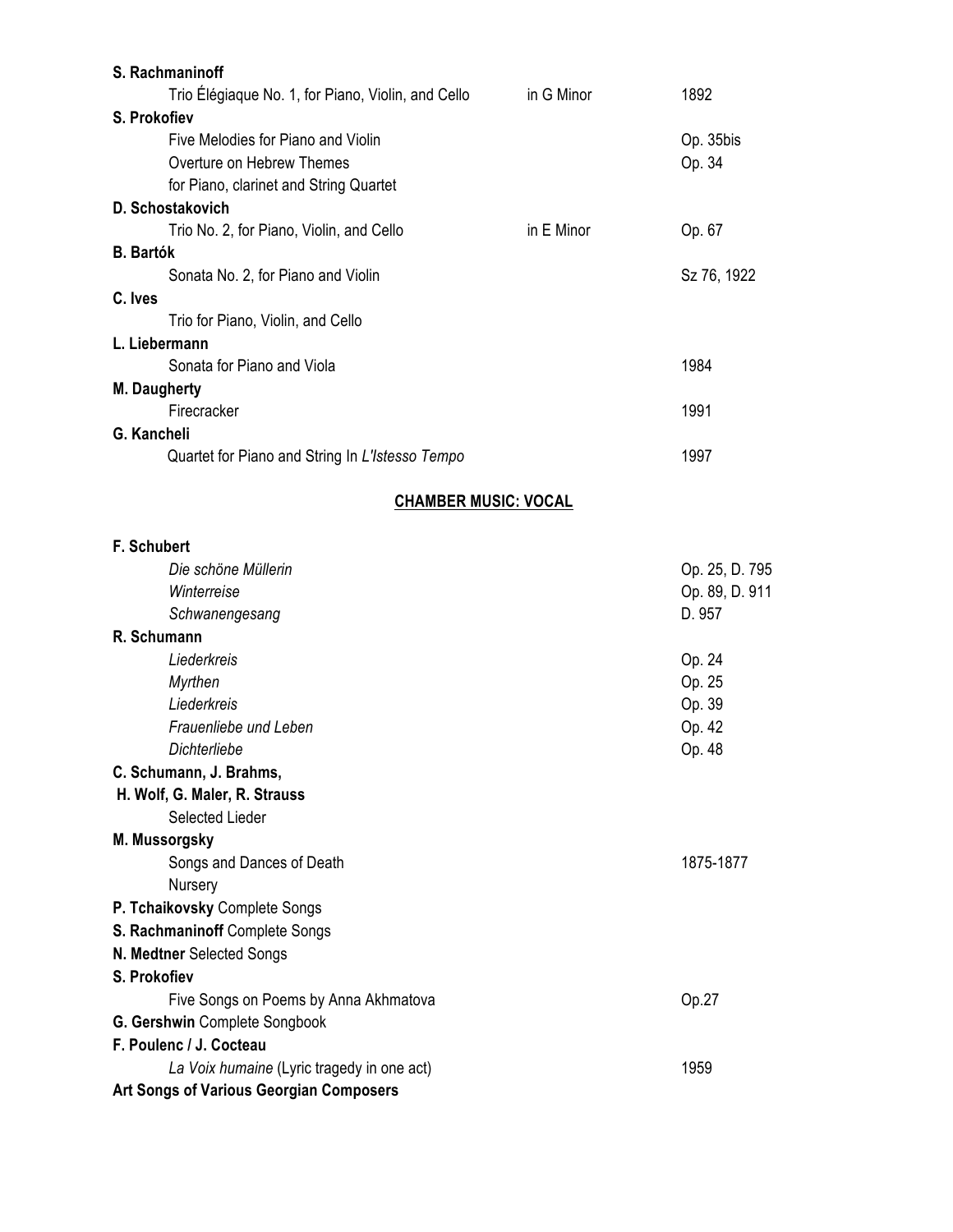| | | |
|---|---|---|
| **S. Rachmaninoff** | | |
| Trio Élégiaque No. 1, for Piano, Violin, and Cello | in G Minor | 1892 |
| **S. Prokofiev** | | |
| Five Melodies for Piano and Violin | | Op. 35bis |
| Overture on Hebrew Themes | | Op. 34 |
| for Piano, clarinet and String Quartet | | |
| **D. Schostakovich** | | |
| Trio No. 2, for Piano, Violin, and Cello | in E Minor | Op. 67 |
| **B. Bartók** | | |
| Sonata No. 2, for Piano and Violin | | Sz 76, 1922 |
| **C. Ives** | | |
| Trio for Piano, Violin, and Cello | | |
| **L. Liebermann** | | |
| Sonata for Piano and Viola | | 1984 |
| **M. Daugherty** | | |
| Firecracker | | 1991 |
| **G. Kancheli** | | |
| Quartet for Piano and String In *L'Istesso Tempo* | | 1997 |

## CHAMBER MUSIC: VOCAL

| | |
|---|---|
| **F. Schubert** | |
| *Die schöne Müllerin* | Op. 25, D. 795 |
| *Winterreise* | Op. 89, D. 911 |
| *Schwanengesang* | D. 957 |
| **R. Schumann** | |
| *Liederkreis* | Op. 24 |
| *Myrthen* | Op. 25 |
| *Liederkreis* | Op. 39 |
| *Frauenliebe und Leben* | Op. 42 |
| *Dichterliebe* | Op. 48 |
| **C. Schumann, J. Brahms, H. Wolf, G. Maler, R. Strauss** | |
| Selected Lieder | |
| **M. Mussorgsky** | |
| Songs and Dances of Death | 1875-1877 |
| Nursery | |
| **P. Tchaikovsky** Complete Songs | |
| **S. Rachmaninoff** Complete Songs | |
| **N. Medtner** Selected Songs | |
| **S. Prokofiev** | |
| Five Songs on Poems by Anna Akhmatova | Op.27 |
| **G. Gershwin** Complete Songbook | |
| **F. Poulenc / J. Cocteau** | |
| *La Voix humaine* (Lyric tragedy in one act) | 1959 |
| **Art Songs of Various Georgian Composers** | |